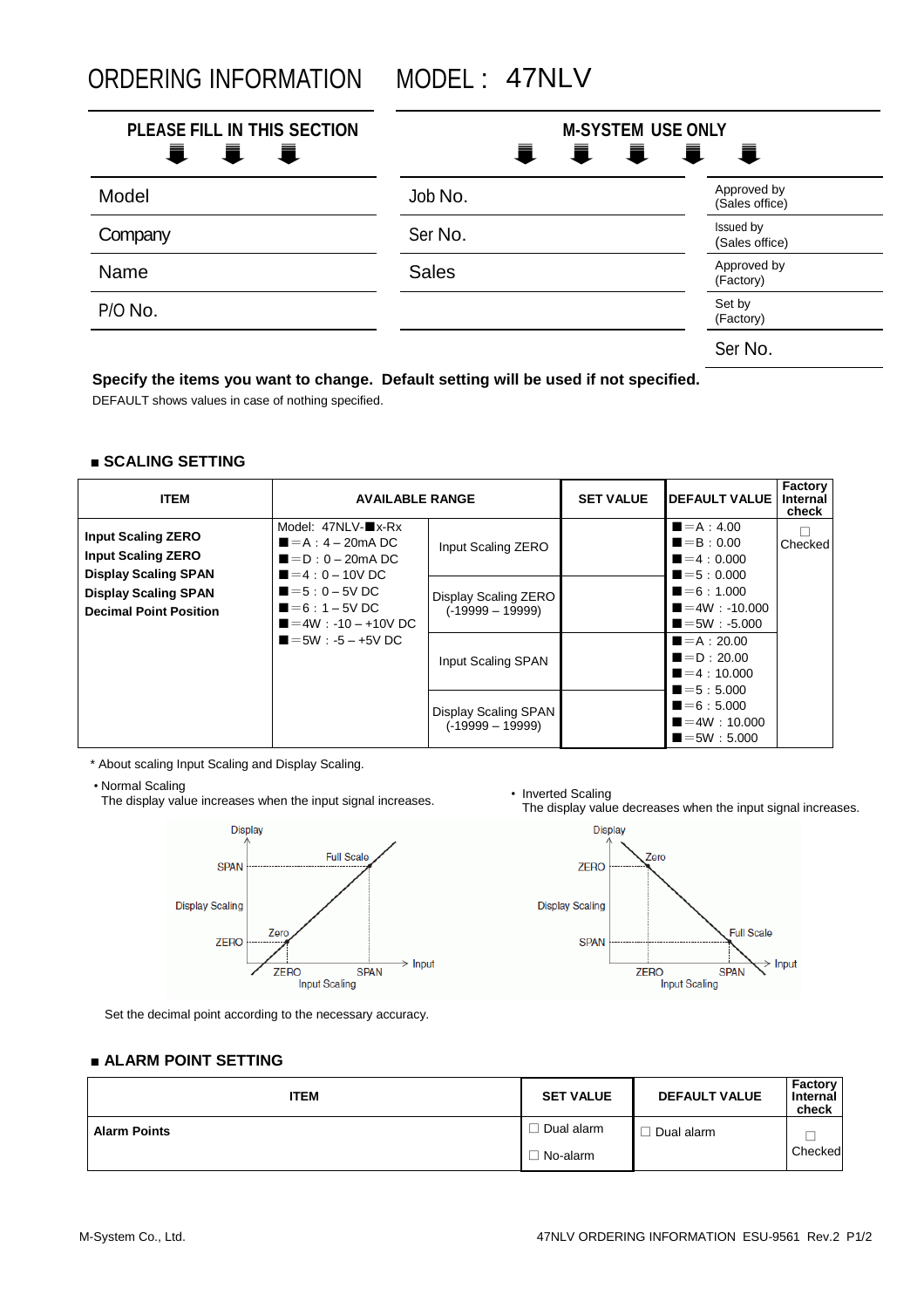# ORDERING INFORMATION MODEL : 47NLV

| PLEASE FILL IN THIS SECTION | M-SYSTEM USE ONLY | |
|---|---|---|
| Model | Job No. | Approved by (Sales office) |
| Company | Ser No. | Issued by (Sales office) |
| Name | Sales | Approved by (Factory) |
| P/O No. | | Set by (Factory) |
| | | Ser No. |

**Specify the items you want to change. Default setting will be used if not specified.**

DEFAULT shows values in case of nothing specified.

## ■ SCALING SETTING

| ITEM | AVAILABLE RANGE | | SET VALUE | DEFAULT VALUE | Factory Internal check |
|---|---|---|---|---|---|
| **Input Scaling ZERO**<br>**Input Scaling ZERO**<br>**Display Scaling SPAN**<br>**Display Scaling SPAN**<br>**Decimal Point Position** | Model: 47NLV-■x-Rx<br>■=A : 4 – 20mA DC<br>■=D : 0 – 20mA DC<br>■=4 : 0 – 10V DC<br>■=5 : 0 – 5V DC<br>■=6 : 1 – 5V DC<br>■=4W : -10 – +10V DC<br>■=5W : -5 – +5V DC | Input Scaling ZERO | | ■=A : 4.00<br>■=B : 0.00<br>■=4 : 0.000<br>■=5 : 0.000<br>■=6 : 1.000<br>■=4W : -10.000<br>■=5W : -5.000 | ☐ Checked |
| | | Display Scaling ZERO (-19999 – 19999) | | | |
| | | Input Scaling SPAN | | ■=A : 20.00<br>■=D : 20.00<br>■=4 : 10.000<br>■=5 : 5.000<br>■=6 : 5.000<br>■=4W : 10.000<br>■=5W : 5.000 | |
| | | Display Scaling SPAN (-19999 – 19999) | | | |

\* About scaling Input Scaling and Display Scaling.

• Normal Scaling
The display value increases when the input signal increases.

• Inverted Scaling
The display value decreases when the input signal increases.

Set the decimal point according to the necessary accuracy.

## ■ ALARM POINT SETTING

| ITEM | SET VALUE | DEFAULT VALUE | Factory Internal check |
|---|---|---|---|
| **Alarm Points** | ☐ Dual alarm<br>☐ No-alarm | ☐ Dual alarm | ☐ Checked |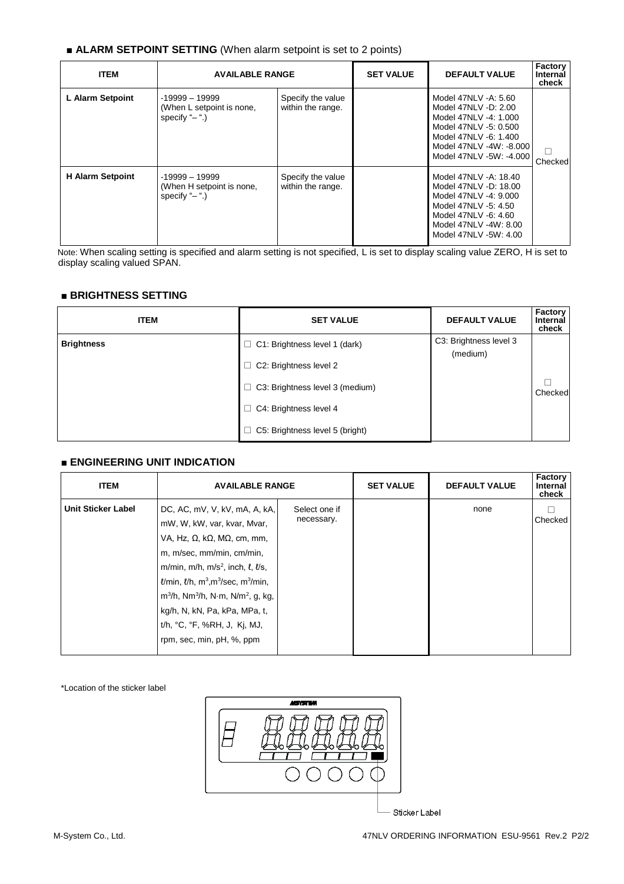## ■ ALARM SETPOINT SETTING (When alarm setpoint is set to 2 points)

| ITEM | AVAILABLE RANGE | | SET VALUE | DEFAULT VALUE | Factory Internal check |
|---|---|---|---|---|---|
| L Alarm Setpoint | -19999 – 19999 (When L setpoint is none, specify "– ".) | Specify the value within the range. | | Model 47NLV -A: 5.60<br>Model 47NLV -D: 2.00<br>Model 47NLV -4: 1.000<br>Model 47NLV -5: 0.500<br>Model 47NLV -6: 1.400<br>Model 47NLV -4W: -8.000<br>Model 47NLV -5W: -4.000 | ☐ Checked |
| H Alarm Setpoint | -19999 – 19999 (When H setpoint is none, specify "– ".) | Specify the value within the range. | | Model 47NLV -A: 18.40<br>Model 47NLV -D: 18.00<br>Model 47NLV -4: 9.000<br>Model 47NLV -5: 4.50<br>Model 47NLV -6: 4.60<br>Model 47NLV -4W: 8.00<br>Model 47NLV -5W: 4.00 | |

Note: When scaling setting is specified and alarm setting is not specified, L is set to display scaling value ZERO, H is set to display scaling valued SPAN.

## ■ BRIGHTNESS SETTING

| ITEM | SET VALUE | DEFAULT VALUE | Factory Internal check |
|---|---|---|---|
| Brightness | ☐ C1: Brightness level 1 (dark)<br>☐ C2: Brightness level 2<br>☐ C3: Brightness level 3 (medium)<br>☐ C4: Brightness level 4<br>☐ C5: Brightness level 5 (bright) | C3: Brightness level 3 (medium) | ☐ Checked |

## ■ ENGINEERING UNIT INDICATION

| ITEM | AVAILABLE RANGE | | SET VALUE | DEFAULT VALUE | Factory Internal check |
|---|---|---|---|---|---|
| Unit Sticker Label | DC, AC, mV, V, kV, mA, A, kA, mW, W, kW, var, kvar, Mvar, VA, Hz, Ω, kΩ, MΩ, cm, mm, m, m/sec, mm/min, cm/min, m/min, m/h, m/s$^2$, inch, ℓ, ℓ/s, ℓ/min, ℓ/h, m$^3$, m$^3$/sec, m$^3$/min, m$^3$/h, Nm$^3$/h, N·m, N/m$^2$, g, kg, kg/h, N, kN, Pa, kPa, MPa, t, t/h, °C, °F, %RH, J, Kj, MJ, rpm, sec, min, pH, %, ppm | Select one if necessary. | | none | ☐ Checked |

*Location of the sticker label

Sticker Label